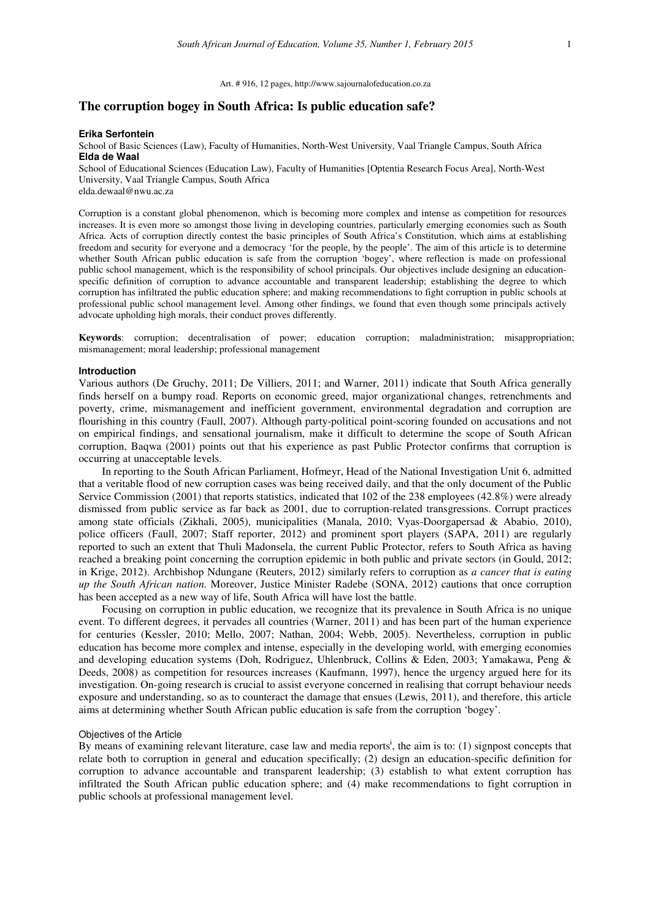Art. # 916, 12 pages, http://www.sajournalofeducation.co.za

# The corruption bogey in South Africa: Is public education safe?

**Erika Serfontein**
School of Basic Sciences (Law), Faculty of Humanities, North-West University, Vaal Triangle Campus, South Africa

**Elda de Waal**
School of Educational Sciences (Education Law), Faculty of Humanities [Optentia Research Focus Area], North-West University, Vaal Triangle Campus, South Africa
elda.dewaal@nwu.ac.za

Corruption is a constant global phenomenon, which is becoming more complex and intense as competition for resources increases. It is even more so amongst those living in developing countries, particularly emerging economies such as South Africa. Acts of corruption directly contest the basic principles of South Africa's Constitution, which aims at establishing freedom and security for everyone and a democracy 'for the people, by the people'. The aim of this article is to determine whether South African public education is safe from the corruption 'bogey', where reflection is made on professional public school management, which is the responsibility of school principals. Our objectives include designing an education-specific definition of corruption to advance accountable and transparent leadership; establishing the degree to which corruption has infiltrated the public education sphere; and making recommendations to fight corruption in public schools at professional public school management level. Among other findings, we found that even though some principals actively advocate upholding high morals, their conduct proves differently.

**Keywords**: corruption; decentralisation of power; education corruption; maladministration; misappropriation; mismanagement; moral leadership; professional management

## Introduction

Various authors (De Gruchy, 2011; De Villiers, 2011; and Warner, 2011) indicate that South Africa generally finds herself on a bumpy road. Reports on economic greed, major organizational changes, retrenchments and poverty, crime, mismanagement and inefficient government, environmental degradation and corruption are flourishing in this country (Faull, 2007). Although party-political point-scoring founded on accusations and not on empirical findings, and sensational journalism, make it difficult to determine the scope of South African corruption, Baqwa (2001) points out that his experience as past Public Protector confirms that corruption is occurring at unacceptable levels.

In reporting to the South African Parliament, Hofmeyr, Head of the National Investigation Unit 6, admitted that a veritable flood of new corruption cases was being received daily, and that the only document of the Public Service Commission (2001) that reports statistics, indicated that 102 of the 238 employees (42.8%) were already dismissed from public service as far back as 2001, due to corruption-related transgressions. Corrupt practices among state officials (Zikhali, 2005), municipalities (Manala, 2010; Vyas-Doorgapersad & Ababio, 2010), police officers (Faull, 2007; Staff reporter, 2012) and prominent sport players (SAPA, 2011) are regularly reported to such an extent that Thuli Madonsela, the current Public Protector, refers to South Africa as having reached a breaking point concerning the corruption epidemic in both public and private sectors (in Gould, 2012; in Krige, 2012). Archbishop Ndungane (Reuters, 2012) similarly refers to corruption as *a cancer that is eating up the South African nation.* Moreover, Justice Minister Radebe (SONA, 2012) cautions that once corruption has been accepted as a new way of life, South Africa will have lost the battle.

Focusing on corruption in public education, we recognize that its prevalence in South Africa is no unique event. To different degrees, it pervades all countries (Warner, 2011) and has been part of the human experience for centuries (Kessler, 2010; Mello, 2007; Nathan, 2004; Webb, 2005). Nevertheless, corruption in public education has become more complex and intense, especially in the developing world, with emerging economies and developing education systems (Doh, Rodriguez, Uhlenbruck, Collins & Eden, 2003; Yamakawa, Peng & Deeds, 2008) as competition for resources increases (Kaufmann, 1997), hence the urgency argued here for its investigation. On-going research is crucial to assist everyone concerned in realising that corrupt behaviour needs exposure and understanding, so as to counteract the damage that ensues (Lewis, 2011), and therefore, this article aims at determining whether South African public education is safe from the corruption 'bogey'.

### Objectives of the Article

By means of examining relevant literature, case law and media reports[i], the aim is to: (1) signpost concepts that relate both to corruption in general and education specifically; (2) design an education-specific definition for corruption to advance accountable and transparent leadership; (3) establish to what extent corruption has infiltrated the South African public education sphere; and (4) make recommendations to fight corruption in public schools at professional management level.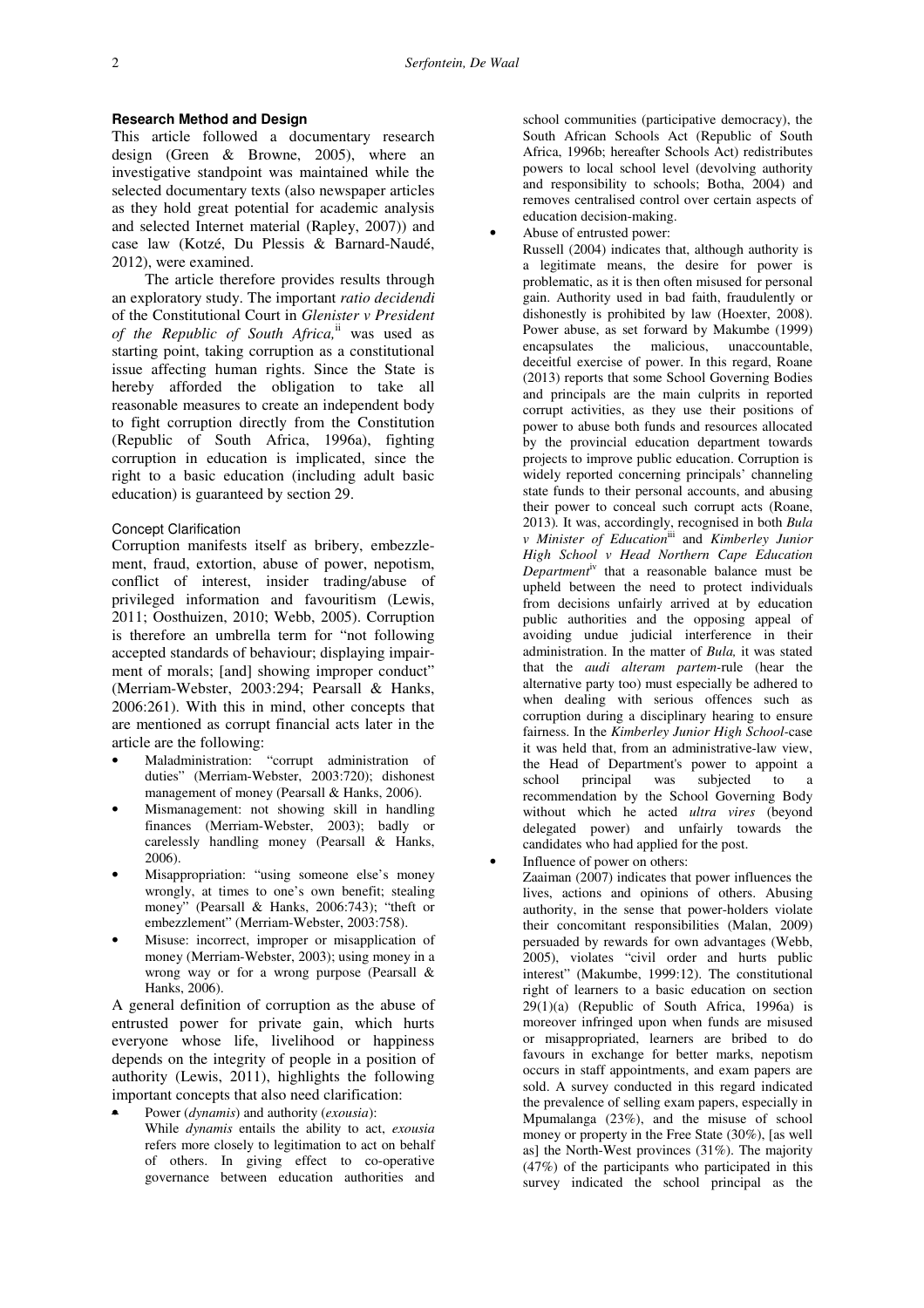### Research Method and Design

This article followed a documentary research design (Green & Browne, 2005), where an investigative standpoint was maintained while the selected documentary texts (also newspaper articles as they hold great potential for academic analysis and selected Internet material (Rapley, 2007)) and case law (Kotzé, Du Plessis & Barnard-Naudé, 2012), were examined.

The article therefore provides results through an exploratory study. The important *ratio decidendi* of the Constitutional Court in *Glenister v President of the Republic of South Africa,*[ii] was used as starting point, taking corruption as a constitutional issue affecting human rights. Since the State is hereby afforded the obligation to take all reasonable measures to create an independent body to fight corruption directly from the Constitution (Republic of South Africa, 1996a), fighting corruption in education is implicated, since the right to a basic education (including adult basic education) is guaranteed by section 29.

#### Concept Clarification

Corruption manifests itself as bribery, embezzlement, fraud, extortion, abuse of power, nepotism, conflict of interest, insider trading/abuse of privileged information and favouritism (Lewis, 2011; Oosthuizen, 2010; Webb, 2005). Corruption is therefore an umbrella term for "not following accepted standards of behaviour; displaying impairment of morals; [and] showing improper conduct" (Merriam-Webster, 2003:294; Pearsall & Hanks, 2006:261). With this in mind, other concepts that are mentioned as corrupt financial acts later in the article are the following:

- Maladministration: "corrupt administration of duties" (Merriam-Webster, 2003:720); dishonest management of money (Pearsall & Hanks, 2006).
- Mismanagement: not showing skill in handling finances (Merriam-Webster, 2003); badly or carelessly handling money (Pearsall & Hanks, 2006).
- Misappropriation: "using someone else's money wrongly, at times to one's own benefit; stealing money" (Pearsall & Hanks, 2006:743); "theft or embezzlement" (Merriam-Webster, 2003:758).
- Misuse: incorrect, improper or misapplication of money (Merriam-Webster, 2003); using money in a wrong way or for a wrong purpose (Pearsall & Hanks, 2006).

A general definition of corruption as the abuse of entrusted power for private gain, which hurts everyone whose life, livelihood or happiness depends on the integrity of people in a position of authority (Lewis, 2011), highlights the following important concepts that also need clarification:

- Power (*dynamis*) and authority (*exousia*):
  While *dynamis* entails the ability to act, *exousia* refers more closely to legitimation to act on behalf of others. In giving effect to co-operative governance between education authorities and school communities (participative democracy), the South African Schools Act (Republic of South Africa, 1996b; hereafter Schools Act) redistributes powers to local school level (devolving authority and responsibility to schools; Botha, 2004) and removes centralised control over certain aspects of education decision-making.
- Abuse of entrusted power:
  Russell (2004) indicates that, although authority is a legitimate means, the desire for power is problematic, as it is then often misused for personal gain. Authority used in bad faith, fraudulently or dishonestly is prohibited by law (Hoexter, 2008). Power abuse, as set forward by Makumbe (1999) encapsulates the malicious, unaccountable, deceitful exercise of power. In this regard, Roane (2013) reports that some School Governing Bodies and principals are the main culprits in reported corrupt activities, as they use their positions of power to abuse both funds and resources allocated by the provincial education department towards projects to improve public education. Corruption is widely reported concerning principals' channeling state funds to their personal accounts, and abusing their power to conceal such corrupt acts (Roane, 2013). It was, accordingly, recognised in both *Bula v Minister of Education*[iii] and *Kimberley Junior High School v Head Northern Cape Education Department*[iv] that a reasonable balance must be upheld between the need to protect individuals from decisions unfairly arrived at by education public authorities and the opposing appeal of avoiding undue judicial interference in their administration. In the matter of *Bula,* it was stated that the *audi alteram partem*-rule (hear the alternative party too) must especially be adhered to when dealing with serious offences such as corruption during a disciplinary hearing to ensure fairness. In the *Kimberley Junior High School*-case it was held that, from an administrative-law view, the Head of Department's power to appoint a school principal was subjected to a recommendation by the School Governing Body without which he acted *ultra vires* (beyond delegated power) and unfairly towards the candidates who had applied for the post.
- Influence of power on others:
  Zaaiman (2007) indicates that power influences the lives, actions and opinions of others. Abusing authority, in the sense that power-holders violate their concomitant responsibilities (Malan, 2009) persuaded by rewards for own advantages (Webb, 2005), violates "civil order and hurts public interest" (Makumbe, 1999:12). The constitutional right of learners to a basic education on section 29(1)(a) (Republic of South Africa, 1996a) is moreover infringed upon when funds are misused or misappropriated, learners are bribed to do favours in exchange for better marks, nepotism occurs in staff appointments, and exam papers are sold. A survey conducted in this regard indicated the prevalence of selling exam papers, especially in Mpumalanga (23%), and the misuse of school money or property in the Free State (30%), [as well as] the North-West provinces (31%). The majority (47%) of the participants who participated in this survey indicated the school principal as the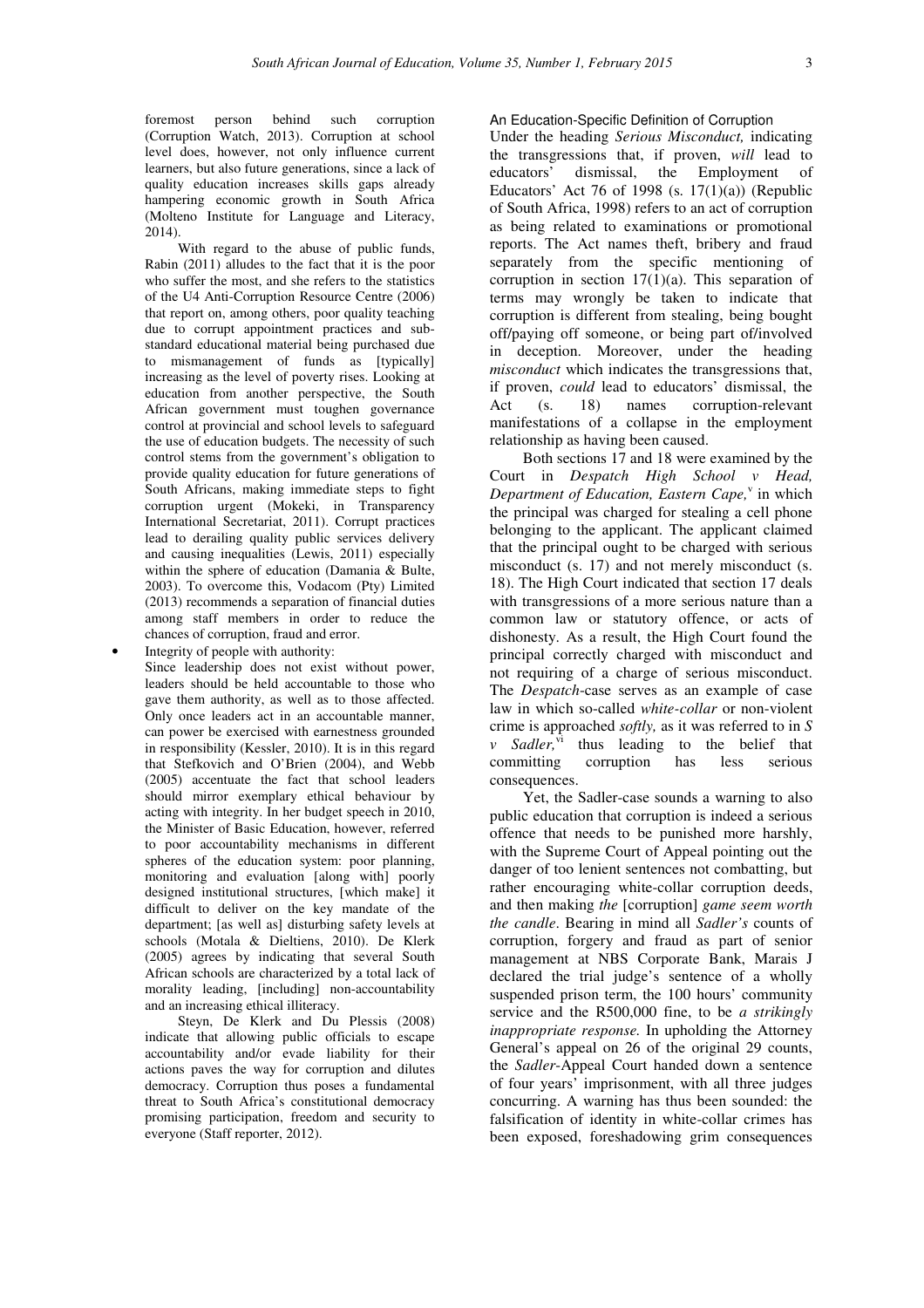foremost person behind such corruption (Corruption Watch, 2013). Corruption at school level does, however, not only influence current learners, but also future generations, since a lack of quality education increases skills gaps already hampering economic growth in South Africa (Molteno Institute for Language and Literacy, 2014).

With regard to the abuse of public funds, Rabin (2011) alludes to the fact that it is the poor who suffer the most, and she refers to the statistics of the U4 Anti-Corruption Resource Centre (2006) that report on, among others, poor quality teaching due to corrupt appointment practices and sub-standard educational material being purchased due to mismanagement of funds as [typically] increasing as the level of poverty rises. Looking at education from another perspective, the South African government must toughen governance control at provincial and school levels to safeguard the use of education budgets. The necessity of such control stems from the government's obligation to provide quality education for future generations of South Africans, making immediate steps to fight corruption urgent (Mokeki, in Transparency International Secretariat, 2011). Corrupt practices lead to derailing quality public services delivery and causing inequalities (Lewis, 2011) especially within the sphere of education (Damania & Bulte, 2003). To overcome this, Vodacom (Pty) Limited (2013) recommends a separation of financial duties among staff members in order to reduce the chances of corruption, fraud and error.

- Integrity of people with authority:

Since leadership does not exist without power, leaders should be held accountable to those who gave them authority, as well as to those affected. Only once leaders act in an accountable manner, can power be exercised with earnestness grounded in responsibility (Kessler, 2010). It is in this regard that Stefkovich and O'Brien (2004), and Webb (2005) accentuate the fact that school leaders should mirror exemplary ethical behaviour by acting with integrity. In her budget speech in 2010, the Minister of Basic Education, however, referred to poor accountability mechanisms in different spheres of the education system: poor planning, monitoring and evaluation [along with] poorly designed institutional structures, [which make] it difficult to deliver on the key mandate of the department; [as well as] disturbing safety levels at schools (Motala & Dieltiens, 2010). De Klerk (2005) agrees by indicating that several South African schools are characterized by a total lack of morality leading, [including] non-accountability and an increasing ethical illiteracy.

Steyn, De Klerk and Du Plessis (2008) indicate that allowing public officials to escape accountability and/or evade liability for their actions paves the way for corruption and dilutes democracy. Corruption thus poses a fundamental threat to South Africa's constitutional democracy promising participation, freedom and security to everyone (Staff reporter, 2012).

### An Education-Specific Definition of Corruption

Under the heading *Serious Misconduct,* indicating the transgressions that, if proven, *will* lead to educators' dismissal, the Employment of Educators' Act 76 of 1998 (s. 17(1)(a)) (Republic of South Africa, 1998) refers to an act of corruption as being related to examinations or promotional reports. The Act names theft, bribery and fraud separately from the specific mentioning of corruption in section 17(1)(a). This separation of terms may wrongly be taken to indicate that corruption is different from stealing, being bought off/paying off someone, or being part of/involved in deception. Moreover, under the heading *misconduct* which indicates the transgressions that, if proven, *could* lead to educators' dismissal, the Act (s. 18) names corruption-relevant manifestations of a collapse in the employment relationship as having been caused.

Both sections 17 and 18 were examined by the Court in *Despatch High School v Head, Department of Education, Eastern Cape,*[v] in which the principal was charged for stealing a cell phone belonging to the applicant. The applicant claimed that the principal ought to be charged with serious misconduct (s. 17) and not merely misconduct (s. 18). The High Court indicated that section 17 deals with transgressions of a more serious nature than a common law or statutory offence, or acts of dishonesty. As a result, the High Court found the principal correctly charged with misconduct and not requiring of a charge of serious misconduct. The *Despatch*-case serves as an example of case law in which so-called *white-collar* or non-violent crime is approached *softly,* as it was referred to in *S v Sadler,*[vi] thus leading to the belief that committing corruption has less serious consequences.

Yet, the Sadler-case sounds a warning to also public education that corruption is indeed a serious offence that needs to be punished more harshly, with the Supreme Court of Appeal pointing out the danger of too lenient sentences not combatting, but rather encouraging white-collar corruption deeds, and then making *the* [corruption] *game seem worth the candle*. Bearing in mind all *Sadler's* counts of corruption, forgery and fraud as part of senior management at NBS Corporate Bank, Marais J declared the trial judge's sentence of a wholly suspended prison term, the 100 hours' community service and the R500,000 fine, to be *a strikingly inappropriate response.* In upholding the Attorney General's appeal on 26 of the original 29 counts, the *Sadler*-Appeal Court handed down a sentence of four years' imprisonment, with all three judges concurring. A warning has thus been sounded: the falsification of identity in white-collar crimes has been exposed, foreshadowing grim consequences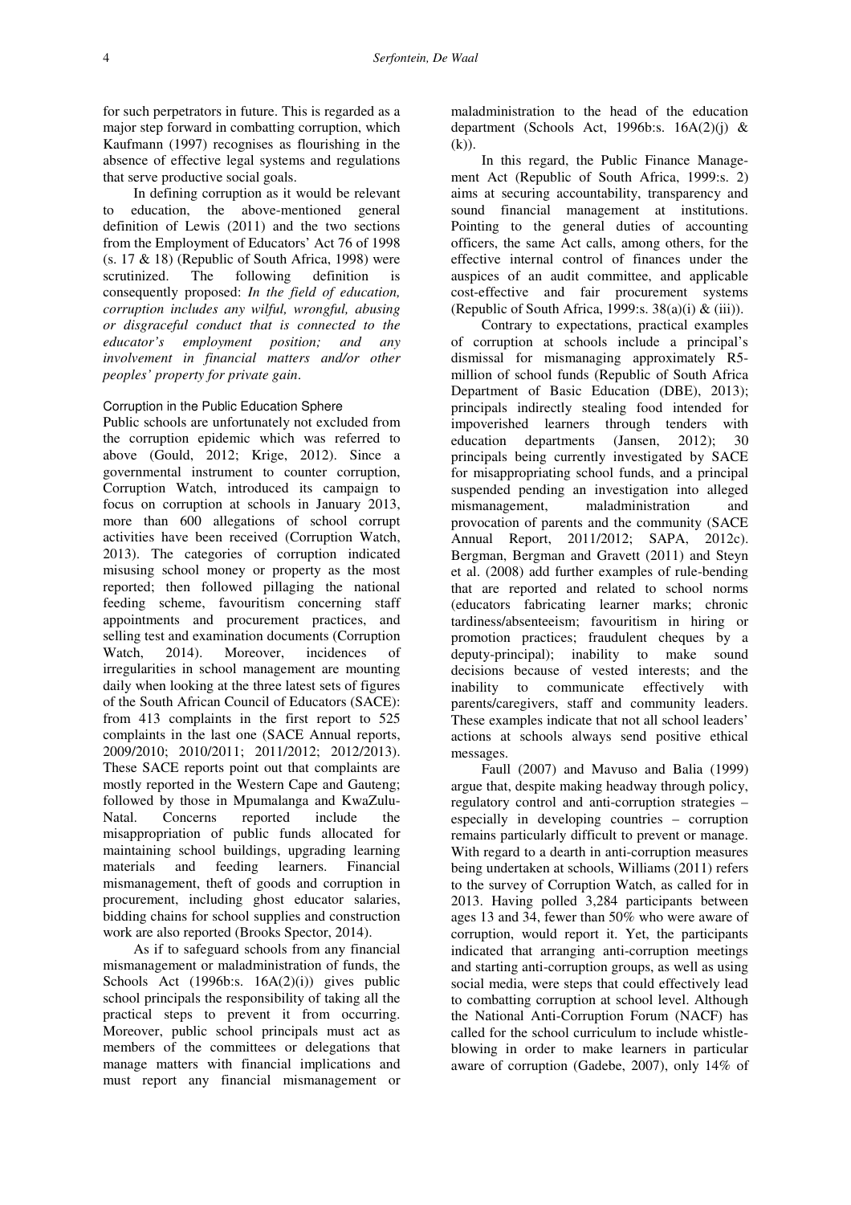for such perpetrators in future. This is regarded as a major step forward in combatting corruption, which Kaufmann (1997) recognises as flourishing in the absence of effective legal systems and regulations that serve productive social goals.

In defining corruption as it would be relevant to education, the above-mentioned general definition of Lewis (2011) and the two sections from the Employment of Educators' Act 76 of 1998 (s. 17 & 18) (Republic of South Africa, 1998) were scrutinized. The following definition is consequently proposed: *In the field of education, corruption includes any wilful, wrongful, abusing or disgraceful conduct that is connected to the educator's employment position; and any involvement in financial matters and/or other peoples' property for private gain*.

### Corruption in the Public Education Sphere

Public schools are unfortunately not excluded from the corruption epidemic which was referred to above (Gould, 2012; Krige, 2012). Since a governmental instrument to counter corruption, Corruption Watch, introduced its campaign to focus on corruption at schools in January 2013, more than 600 allegations of school corrupt activities have been received (Corruption Watch, 2013). The categories of corruption indicated misusing school money or property as the most reported; then followed pillaging the national feeding scheme, favouritism concerning staff appointments and procurement practices, and selling test and examination documents (Corruption Watch, 2014). Moreover, incidences of irregularities in school management are mounting daily when looking at the three latest sets of figures of the South African Council of Educators (SACE): from 413 complaints in the first report to 525 complaints in the last one (SACE Annual reports, 2009/2010; 2010/2011; 2011/2012; 2012/2013). These SACE reports point out that complaints are mostly reported in the Western Cape and Gauteng; followed by those in Mpumalanga and KwaZulu-Natal. Concerns reported include the misappropriation of public funds allocated for maintaining school buildings, upgrading learning materials and feeding learners. Financial mismanagement, theft of goods and corruption in procurement, including ghost educator salaries, bidding chains for school supplies and construction work are also reported (Brooks Spector, 2014).

As if to safeguard schools from any financial mismanagement or maladministration of funds, the Schools Act (1996b:s. 16A(2)(i)) gives public school principals the responsibility of taking all the practical steps to prevent it from occurring. Moreover, public school principals must act as members of the committees or delegations that manage matters with financial implications and must report any financial mismanagement or maladministration to the head of the education department (Schools Act, 1996b:s. 16A(2)(j) & (k)).

In this regard, the Public Finance Management Act (Republic of South Africa, 1999:s. 2) aims at securing accountability, transparency and sound financial management at institutions. Pointing to the general duties of accounting officers, the same Act calls, among others, for the effective internal control of finances under the auspices of an audit committee, and applicable cost-effective and fair procurement systems (Republic of South Africa, 1999:s. 38(a)(i) & (iii)).

Contrary to expectations, practical examples of corruption at schools include a principal's dismissal for mismanaging approximately R5-million of school funds (Republic of South Africa Department of Basic Education (DBE), 2013); principals indirectly stealing food intended for impoverished learners through tenders with education departments (Jansen, 2012); 30 principals being currently investigated by SACE for misappropriating school funds, and a principal suspended pending an investigation into alleged mismanagement, maladministration and provocation of parents and the community (SACE Annual Report, 2011/2012; SAPA, 2012c). Bergman, Bergman and Gravett (2011) and Steyn et al. (2008) add further examples of rule-bending that are reported and related to school norms (educators fabricating learner marks; chronic tardiness/absenteeism; favouritism in hiring or promotion practices; fraudulent cheques by a deputy-principal); inability to make sound decisions because of vested interests; and the inability to communicate effectively with parents/caregivers, staff and community leaders. These examples indicate that not all school leaders' actions at schools always send positive ethical messages.

Faull (2007) and Mavuso and Balia (1999) argue that, despite making headway through policy, regulatory control and anti-corruption strategies – especially in developing countries – corruption remains particularly difficult to prevent or manage. With regard to a dearth in anti-corruption measures being undertaken at schools, Williams (2011) refers to the survey of Corruption Watch, as called for in 2013. Having polled 3,284 participants between ages 13 and 34, fewer than 50% who were aware of corruption, would report it. Yet, the participants indicated that arranging anti-corruption meetings and starting anti-corruption groups, as well as using social media, were steps that could effectively lead to combatting corruption at school level. Although the National Anti-Corruption Forum (NACF) has called for the school curriculum to include whistle-blowing in order to make learners in particular aware of corruption (Gadebe, 2007), only 14% of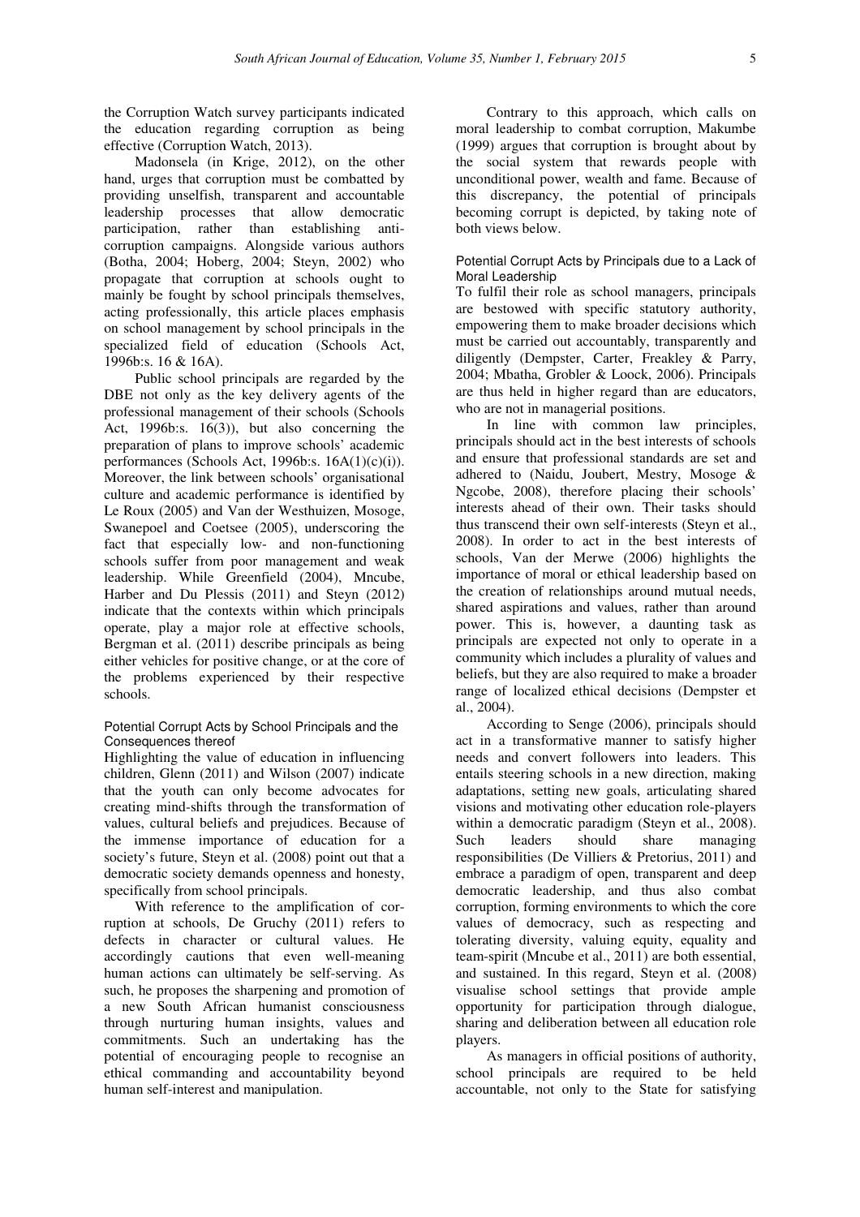the Corruption Watch survey participants indicated the education regarding corruption as being effective (Corruption Watch, 2013).

Madonsela (in Krige, 2012), on the other hand, urges that corruption must be combatted by providing unselfish, transparent and accountable leadership processes that allow democratic participation, rather than establishing anti-corruption campaigns. Alongside various authors (Botha, 2004; Hoberg, 2004; Steyn, 2002) who propagate that corruption at schools ought to mainly be fought by school principals themselves, acting professionally, this article places emphasis on school management by school principals in the specialized field of education (Schools Act, 1996b:s. 16 & 16A).

Public school principals are regarded by the DBE not only as the key delivery agents of the professional management of their schools (Schools Act, 1996b:s. 16(3)), but also concerning the preparation of plans to improve schools' academic performances (Schools Act, 1996b:s. 16A(1)(c)(i)). Moreover, the link between schools' organisational culture and academic performance is identified by Le Roux (2005) and Van der Westhuizen, Mosoge, Swanepoel and Coetsee (2005), underscoring the fact that especially low- and non-functioning schools suffer from poor management and weak leadership. While Greenfield (2004), Mncube, Harber and Du Plessis (2011) and Steyn (2012) indicate that the contexts within which principals operate, play a major role at effective schools, Bergman et al. (2011) describe principals as being either vehicles for positive change, or at the core of the problems experienced by their respective schools.

### Potential Corrupt Acts by School Principals and the Consequences thereof

Highlighting the value of education in influencing children, Glenn (2011) and Wilson (2007) indicate that the youth can only become advocates for creating mind-shifts through the transformation of values, cultural beliefs and prejudices. Because of the immense importance of education for a society's future, Steyn et al. (2008) point out that a democratic society demands openness and honesty, specifically from school principals.

With reference to the amplification of corruption at schools, De Gruchy (2011) refers to defects in character or cultural wells. He accordingly cautions that even well-meaning human actions can ultimately be self-serving. As such, he proposes the sharpening and promotion of a new South African humanist consciousness through nurturing human insights, values and commitments. Such an undertaking has the potential of encouraging people to recognise an ethical commanding and accountability beyond human self-interest and manipulation.

Contrary to this approach, which calls on moral leadership to combat corruption, Makumbe (1999) argues that corruption is brought about by the social system that rewards people with unconditional power, wealth and fame. Because of this discrepancy, the potential of principals becoming corrupt is depicted, by taking note of both views below.

### Potential Corrupt Acts by Principals due to a Lack of Moral Leadership

To fulfil their role as school managers, principals are bestowed with specific statutory authority, empowering them to make broader decisions which must be carried out accountably, transparently and diligently (Dempster, Carter, Freakley & Parry, 2004; Mbatha, Grobler & Loock, 2006). Principals are thus held in higher regard than are educators, who are not in managerial positions.

In line with common law principles, principals should act in the best interests of schools and ensure that professional standards are set and adhered to (Naidu, Joubert, Mestry, Mosoge & Ngcobe, 2008), therefore placing their schools' interests ahead of their own. Their tasks should thus transcend their own self-interests (Steyn et al., 2008). In order to act in the best interests of schools, Van der Merwe (2006) highlights the importance of moral or ethical leadership based on the creation of relationships around mutual needs, shared aspirations and values, rather than around power. This is, however, a daunting task as principals are expected not only to operate in a community which includes a plurality of values and beliefs, but they are also required to make a broader range of localized ethical decisions (Dempster et al., 2004).

According to Senge (2006), principals should act in a transformative manner to satisfy higher needs and convert followers into leaders. This entails steering schools in a new direction, making adaptations, setting new goals, articulating shared visions and motivating other education role-players within a democratic paradigm (Steyn et al., 2008). Such leaders should share managing responsibilities (De Villiers & Pretorius, 2011) and embrace a paradigm of open, transparent and deep democratic leadership, and thus also combat corruption, forming environments to which the core values of democracy, such as respecting and tolerating diversity, valuing equity, equality and team-spirit (Mncube et al., 2011) are both essential, and sustained. In this regard, Steyn et al. (2008) visualise school settings that provide ample opportunity for participation through dialogue, sharing and deliberation between all education role players.

As managers in official positions of authority, school principals are required to be held accountable, not only to the State for satisfying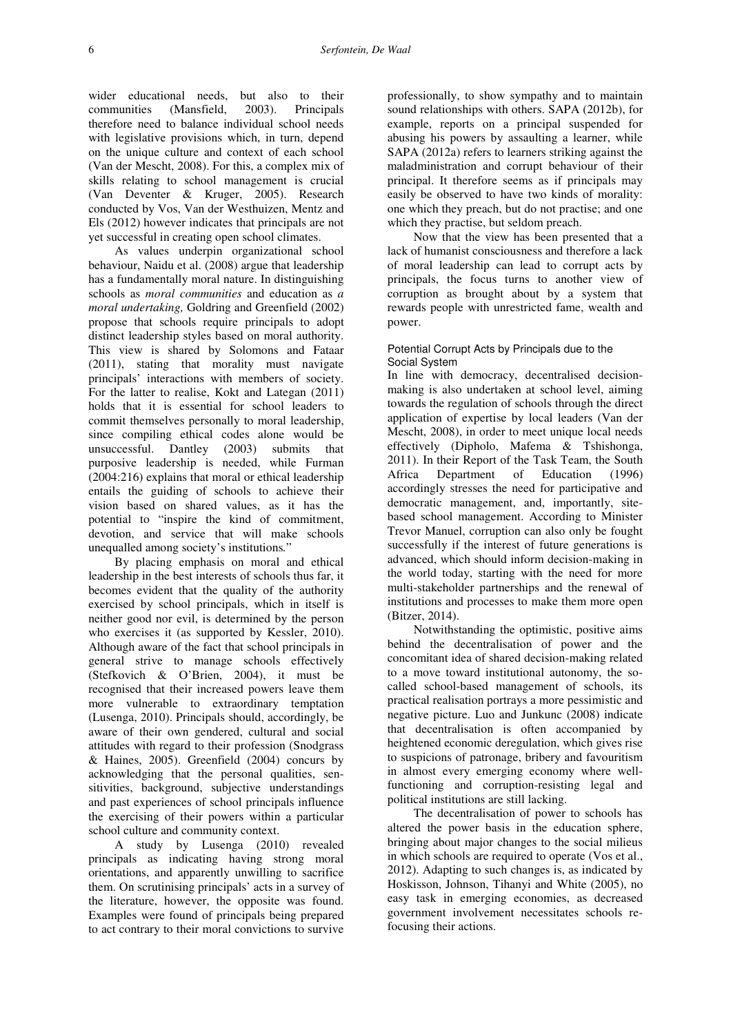wider educational needs, but also to their communities (Mansfield, 2003). Principals therefore need to balance individual school needs with legislative provisions which, in turn, depend on the unique culture and context of each school (Van der Mescht, 2008). For this, a complex mix of skills relating to school management is crucial (Van Deventer & Kruger, 2005). Research conducted by Vos, Van der Westhuizen, Mentz and Els (2012) however indicates that principals are not yet successful in creating open school climates.

As values underpin organizational school behaviour, Naidu et al. (2008) argue that leadership has a fundamentally moral nature. In distinguishing schools as *moral communities* and education as *a moral undertaking,* Goldring and Greenfield (2002) propose that schools require principals to adopt distinct leadership styles based on moral authority. This view is shared by Solomons and Fataar (2011), stating that morality must navigate principals' interactions with members of society. For the latter to realise, Kokt and Lategan (2011) holds that it is essential for school leaders to commit themselves personally to moral leadership, since compiling ethical codes alone would be unsuccessful. Dantley (2003) submits that purposive leadership is needed, while Furman (2004:216) explains that moral or ethical leadership entails the guiding of schools to achieve their vision based on shared values, as it has the potential to "inspire the kind of commitment, devotion, and service that will make schools unequalled among society's institutions."

By placing emphasis on moral and ethical leadership in the best interests of schools thus far, it becomes evident that the quality of the authority exercised by school principals, which in itself is neither good nor evil, is determined by the person who exercises it (as supported by Kessler, 2010). Although aware of the fact that school principals in general strive to manage schools effectively (Stefkovich & O'Brien, 2004), it must be recognised that their increased powers leave them more vulnerable to extraordinary temptation (Lusenga, 2010). Principals should, accordingly, be aware of their own gendered, cultural and social attitudes with regard to their profession (Snodgrass & Haines, 2005). Greenfield (2004) concurs by acknowledging that the personal qualities, sensitivities, background, subjective understandings and past experiences of school principals influence the exercising of their powers within a particular school culture and community context.

A study by Lusenga (2010) revealed principals as indicating having strong moral orientations, and apparently unwilling to sacrifice them. On scrutinising principals' acts in a survey of the literature, however, the opposite was found. Examples were found of principals being prepared to act contrary to their moral convictions to survive professionally, to show sympathy and to maintain sound relationships with others. SAPA (2012b), for example, reports on a principal suspended for abusing his powers by assaulting a learner, while SAPA (2012a) refers to learners striking against the maladministration and corrupt behaviour of their principal. It therefore seems as if principals may easily be observed to have two kinds of morality: one which they preach, but do not practise; and one which they practise, but seldom preach.

Now that the view has been presented that a lack of humanist consciousness and therefore a lack of moral leadership can lead to corrupt acts by principals, the focus turns to another view of corruption as brought about by a system that rewards people with unrestricted fame, wealth and power.

### Potential Corrupt Acts by Principals due to the Social System

In line with democracy, decentralised decision-making is also undertaken at school level, aiming towards the regulation of schools through the direct application of expertise by local leaders (Van der Mescht, 2008), in order to meet unique local needs effectively (Dipholo, Mafema & Tshishonga, 2011). In their Report of the Task Team, the South Africa Department of Education (1996) accordingly stresses the need for participative and democratic management, and, importantly, site-based school management. According to Minister Trevor Manuel, corruption can also only be fought successfully if the interest of future generations is advanced, which should inform decision-making in the world today, starting with the need for more multi-stakeholder partnerships and the renewal of institutions and processes to make them more open (Bitzer, 2014).

Notwithstanding the optimistic, positive aims behind the decentralisation of power and the concomitant idea of shared decision-making related to a move toward institutional autonomy, the so-called school-based management of schools, its practical realisation portrays a more pessimistic and negative picture. Luo and Junkunc (2008) indicate that decentralisation is often accompanied by heightened economic deregulation, which gives rise to suspicions of patronage, bribery and favouritism in almost every emerging economy where well-functioning and corruption-resisting legal and political institutions are still lacking.

The decentralisation of power to schools has altered the power basis in the education sphere, bringing about major changes to the social milieus in which schools are required to operate (Vos et al., 2012). Adapting to such changes is, as indicated by Hoskisson, Johnson, Tihanyi and White (2005), no easy task in emerging economies, as decreased government involvement necessitates schools refocusing their actions.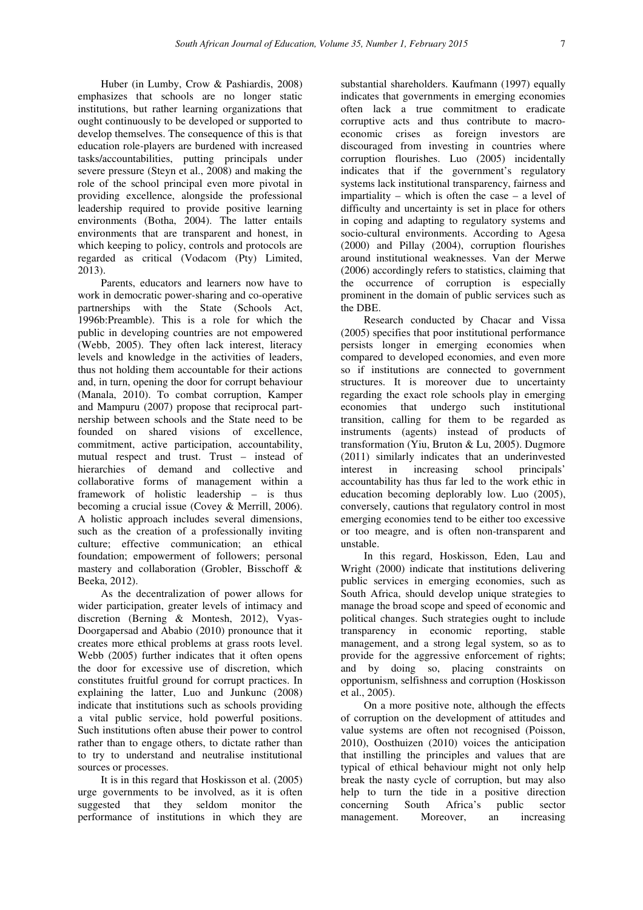Huber (in Lumby, Crow & Pashiardis, 2008) emphasizes that schools are no longer static institutions, but rather learning organizations that ought continuously to be developed or supported to develop themselves. The consequence of this is that education role-players are burdened with increased tasks/accountabilities, putting principals under severe pressure (Steyn et al., 2008) and making the role of the school principal even more pivotal in providing excellence, alongside the professional leadership required to provide positive learning environments (Botha, 2004). The latter entails environments that are transparent and honest, in which keeping to policy, controls and protocols are regarded as critical (Vodacom (Pty) Limited, 2013).

Parents, educators and learners now have to work in democratic power-sharing and co-operative partnerships with the State (Schools Act, 1996b:Preamble). This is a role for which the public in developing countries are not empowered (Webb, 2005). They often lack interest, literacy levels and knowledge in the activities of leaders, thus not holding them accountable for their actions and, in turn, opening the door for corrupt behaviour (Manala, 2010). To combat corruption, Kamper and Mampuru (2007) propose that reciprocal partnership between schools and the State need to be founded on shared visions of excellence, commitment, active participation, accountability, mutual respect and trust. Trust – instead of hierarchies of demand and collective and collaborative forms of management within a framework of holistic leadership – is thus becoming a crucial issue (Covey & Merrill, 2006). A holistic approach includes several dimensions, such as the creation of a professionally inviting culture; effective communication; an ethical foundation; empowerment of followers; personal mastery and collaboration (Grobler, Bisschoff & Beeka, 2012).

As the decentralization of power allows for wider participation, greater levels of intimacy and discretion (Berning & Montesh, 2012), Vyas-Doorgapersad and Ababio (2010) pronounce that it creates more ethical problems at grass roots level. Webb (2005) further indicates that it often opens the door for excessive use of discretion, which constitutes fruitful ground for corrupt practices. In explaining the latter, Luo and Junkunc (2008) indicate that institutions such as schools providing a vital public service, hold powerful positions. Such institutions often abuse their power to control rather than to engage others, to dictate rather than to try to understand and neutralise institutional sources or processes.

It is in this regard that Hoskisson et al. (2005) urge governments to be involved, as it is often suggested that they seldom monitor the performance of institutions in which they are substantial shareholders. Kaufmann (1997) equally indicates that governments in emerging economies often lack a true commitment to eradicate corruptive acts and thus contribute to macro-economic crises as foreign investors are discouraged from investing in countries where corruption flourishes. Luo (2005) incidentally indicates that if the government's regulatory systems lack institutional transparency, fairness and impartiality – which is often the case – a level of difficulty and uncertainty is set in place for others in coping and adapting to regulatory systems and socio-cultural environments. According to Agesa (2000) and Pillay (2004), corruption flourishes around institutional weaknesses. Van der Merwe (2006) accordingly refers to statistics, claiming that the occurrence of corruption is especially prominent in the domain of public services such as the DBE.

Research conducted by Chacar and Vissa (2005) specifies that poor institutional performance persists longer in emerging economies when compared to developed economies, and even more so if institutions are connected to government structures. It is moreover due to uncertainty regarding the exact role schools play in emerging economies that undergo such institutional transition, calling for them to be regarded as instruments (agents) instead of products of transformation (Yiu, Bruton & Lu, 2005). Dugmore (2011) similarly indicates that an underinvested interest in increasing school principals' accountability has thus far led to the work ethic in education becoming deplorably low. Luo (2005), conversely, cautions that regulatory control in most emerging economies tend to be either too excessive or too meagre, and is often non-transparent and unstable.

In this regard, Hoskisson, Eden, Lau and Wright (2000) indicate that institutions delivering public services in emerging economies, such as South Africa, should develop unique strategies to manage the broad scope and speed of economic and political changes. Such strategies ought to include transparency in economic reporting, stable management, and a strong legal system, so as to provide for the aggressive enforcement of rights; and by doing so, placing constraints on opportunism, selfishness and corruption (Hoskisson et al., 2005).

On a more positive note, although the effects of corruption on the development of attitudes and value systems are often not recognised (Poisson, 2010), Oosthuizen (2010) voices the anticipation that instilling the principles and values that are typical of ethical behaviour might not only help break the nasty cycle of corruption, but may also help to turn the tide in a positive direction concerning South Africa's public sector management. Moreover, an increasing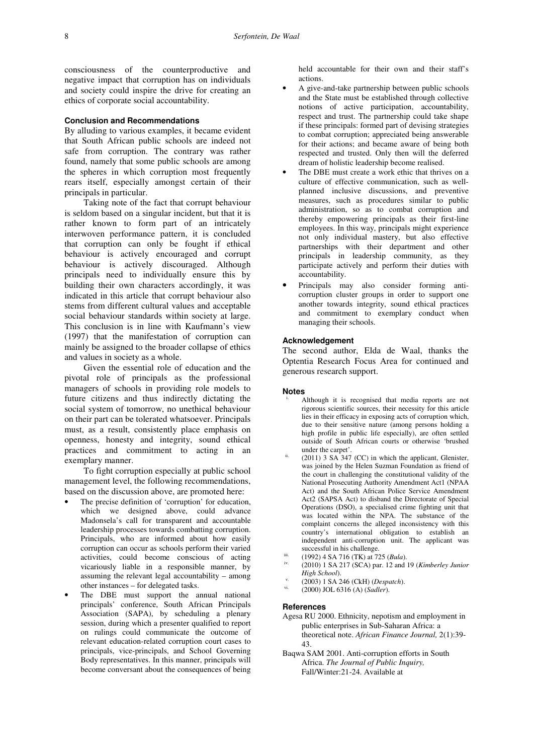consciousness of the counterproductive and negative impact that corruption has on individuals and society could inspire the drive for creating an ethics of corporate social accountability.

## Conclusion and Recommendations

By alluding to various examples, it became evident that South African public schools are indeed not safe from corruption. The contrary was rather found, namely that some public schools are among the spheres in which corruption most frequently rears itself, especially amongst certain of their principals in particular.

Taking note of the fact that corrupt behaviour is seldom based on a singular incident, but that it is rather known to form part of an intricately interwoven performance pattern, it is concluded that corruption can only be fought if ethical behaviour is actively encouraged and corrupt behaviour is actively discouraged. Although principals need to individually ensure this by building their own characters accordingly, it was indicated in this article that corrupt behaviour also stems from different cultural values and acceptable social behaviour standards within society at large. This conclusion is in line with Kaufmann's view (1997) that the manifestation of corruption can mainly be assigned to the broader collapse of ethics and values in society as a whole.

Given the essential role of education and the pivotal role of principals as the professional managers of schools in providing role models to future citizens and thus indirectly dictating the social system of tomorrow, no unethical behaviour on their part can be tolerated whatsoever. Principals must, as a result, consistently place emphasis on openness, honesty and integrity, sound ethical practices and commitment to acting in an exemplary manner.

To fight corruption especially at public school management level, the following recommendations, based on the discussion above, are promoted here:

- The precise definition of 'corruption' for education, which we designed above, could advance Madonsela's call for transparent and accountable leadership processes towards combatting corruption. Principals, who are informed about how easily corruption can occur as schools perform their varied activities, could become conscious of acting vicariously liable in a responsible manner, by assuming the relevant legal accountability – among other instances – for delegated tasks.
- The DBE must support the annual national principals' conference, South African Principals Association (SAPA), by scheduling a plenary session, during which a presenter qualified to report on rulings could communicate the outcome of relevant education-related corruption court cases to principals, vice-principals, and School Governing Body representatives. In this manner, principals will become conversant about the consequences of being held accountable for their own and their staff's actions.
- A give-and-take partnership between public schools and the State must be established through collective notions of active participation, accountability, respect and trust. The partnership could take shape if these principals: formed part of devising strategies to combat corruption; appreciated being answerable for their actions; and became aware of being both respected and trusted. Only then will the deferred dream of holistic leadership become realised.
- The DBE must create a work ethic that thrives on a culture of effective communication, such as well-planned inclusive discussions, and preventive measures, such as procedures similar to public administration, so as to combat corruption and thereby empowering principals as their first-line employees. In this way, principals might experience not only individual mastery, but also effective partnerships with their department and other principals in leadership community, as they participate actively and perform their duties with accountability.
- Principals may also consider forming anti-corruption cluster groups in order to support one another towards integrity, sound ethical practices and commitment to exemplary conduct when managing their schools.

## Acknowledgement

The second author, Elda de Waal, thanks the Optentia Research Focus Area for continued and generous research support.

## Notes

[i.] Although it is recognised that media reports are not rigorous scientific sources, their necessity for this article lies in their efficacy in exposing acts of corruption which, due to their sensitive nature (among persons holding a high profile in public life especially), are often settled outside of South African courts or otherwise 'brushed under the carpet'.

[ii.] (2011) 3 SA 347 (CC) in which the applicant, Glenister, was joined by the Helen Suzman Foundation as friend of the court in challenging the constitutional validity of the National Prosecuting Authority Amendment Act1 (NPAA Act) and the South African Police Service Amendment Act2 (SAPSA Act) to disband the Directorate of Special Operations (DSO), a specialised crime fighting unit that was located within the NPA. The substance of the complaint concerns the alleged inconsistency with this country's international obligation to establish an independent anti-corruption unit. The applicant was successful in his challenge.

[iii.] (1992) 4 SA 716 (TK) at 725 (*Bula*).

[iv.] (2010) 1 SA 217 (SCA) par. 12 and 19 (*Kimberley Junior High School*).

[v.] (2003) 1 SA 246 (CkH) (*Despatch*).

[vi.] (2000) JOL 6316 (A) (*Sadler*).

## References

Agesa RU 2000. Ethnicity, nepotism and employment in public enterprises in Sub-Saharan Africa: a theoretical note. *African Finance Journal,* 2(1):39-43.

Baqwa SAM 2001. Anti-corruption efforts in South Africa. *The Journal of Public Inquiry,* Fall/Winter:21-24. Available at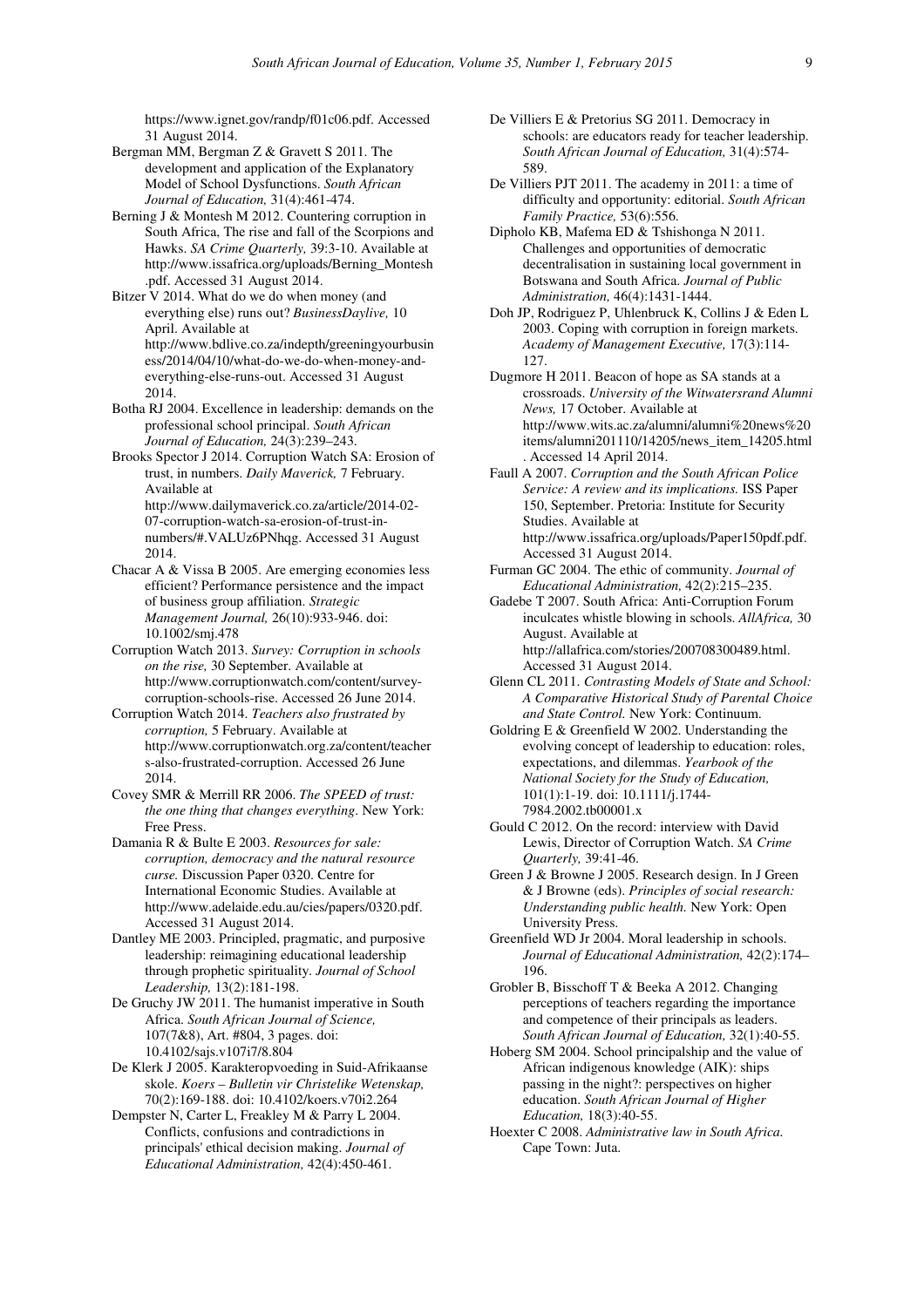https://www.ignet.gov/randp/f01c06.pdf. Accessed 31 August 2014.

Bergman MM, Bergman Z & Gravett S 2011. The development and application of the Explanatory Model of School Dysfunctions. *South African Journal of Education,* 31(4):461-474.

Berning J & Montesh M 2012. Countering corruption in South Africa, The rise and fall of the Scorpions and Hawks. *SA Crime Quarterly,* 39:3-10. Available at http://www.issafrica.org/uploads/Berning_Montesh.pdf. Accessed 31 August 2014.

Bitzer V 2014. What do we do when money (and everything else) runs out? *BusinessDaylive,* 10 April. Available at http://www.bdlive.co.za/indepth/greeningyourbusiness/2014/04/10/what-do-we-do-when-money-and-everything-else-runs-out. Accessed 31 August 2014.

Botha RJ 2004. Excellence in leadership: demands on the professional school principal. *South African Journal of Education,* 24(3):239–243.

Brooks Spector J 2014. Corruption Watch SA: Erosion of trust, in numbers. *Daily Maverick,* 7 February. Available at http://www.dailymaverick.co.za/article/2014-02-07-corruption-watch-sa-erosion-of-trust-in-numbers/#.VALUz6PNhqg. Accessed 31 August 2014.

Chacar A & Vissa B 2005. Are emerging economies less efficient? Performance persistence and the impact of business group affiliation. *Strategic Management Journal,* 26(10):933-946. doi: 10.1002/smj.478

Corruption Watch 2013. *Survey: Corruption in schools on the rise,* 30 September. Available at http://www.corruptionwatch.com/content/survey-corruption-schools-rise. Accessed 26 June 2014.

Corruption Watch 2014. *Teachers also frustrated by corruption,* 5 February. Available at http://www.corruptionwatch.org.za/content/teachers-also-frustrated-corruption. Accessed 26 June 2014.

Covey SMR & Merrill RR 2006. *The SPEED of trust: the one thing that changes everything*. New York: Free Press.

Damania R & Bulte E 2003. *Resources for sale: corruption, democracy and the natural resource curse.* Discussion Paper 0320. Centre for International Economic Studies. Available at http://www.adelaide.edu.au/cies/papers/0320.pdf. Accessed 31 August 2014.

Dantley ME 2003. Principled, pragmatic, and purposive leadership: reimagining educational leadership through prophetic spirituality. *Journal of School Leadership,* 13(2):181-198.

De Gruchy JW 2011. The humanist imperative in South Africa. *South African Journal of Science,* 107(7&8), Art. #804, 3 pages. doi: 10.4102/sajs.v107i7/8.804

De Klerk J 2005. Karakteropvoeding in Suid-Afrikaanse skole. *Koers – Bulletin vir Christelike Wetenskap,* 70(2):169-188. doi: 10.4102/koers.v70i2.264

Dempster N, Carter L, Freakley M & Parry L 2004. Conflicts, confusions and contradictions in principals' ethical decision making. *Journal of Educational Administration,* 42(4):450-461.

De Villiers E & Pretorius SG 2011. Democracy in schools: are educators ready for teacher leadership. *South African Journal of Education,* 31(4):574-589.

De Villiers PJT 2011. The academy in 2011: a time of difficulty and opportunity: editorial. *South African Family Practice,* 53(6):556.

Dipholo KB, Mafema ED & Tshishonga N 2011. Challenges and opportunities of democratic decentralisation in sustaining local government in Botswana and South Africa. *Journal of Public Administration,* 46(4):1431-1444.

Doh JP, Rodriguez P, Uhlenbruck K, Collins J & Eden L 2003. Coping with corruption in foreign markets. *Academy of Management Executive,* 17(3):114-127.

Dugmore H 2011. Beacon of hope as SA stands at a crossroads. *University of the Witwatersrand Alumni News,* 17 October. Available at http://www.wits.ac.za/alumni/alumni%20news%20items/alumni201110/14205/news_item_14205.html. Accessed 14 April 2014.

Faull A 2007. *Corruption and the South African Police Service: A review and its implications.* ISS Paper 150, September. Pretoria: Institute for Security Studies. Available at http://www.issafrica.org/uploads/Paper150pdf.pdf. Accessed 31 August 2014.

Furman GC 2004. The ethic of community. *Journal of Educational Administration,* 42(2):215–235.

Gadebe T 2007. South Africa: Anti-Corruption Forum inculcates whistle blowing in schools. *AllAfrica,* 30 August. Available at http://allafrica.com/stories/200708300489.html. Accessed 31 August 2014.

Glenn CL 2011. *Contrasting Models of State and School: A Comparative Historical Study of Parental Choice and State Control.* New York: Continuum.

Goldring E & Greenfield W 2002. Understanding the evolving concept of leadership to education: roles, expectations, and dilemmas. *Yearbook of the National Society for the Study of Education,* 101(1):1-19. doi: 10.1111/j.1744-7984.2002.tb00001.x

Gould C 2012. On the record: interview with David Lewis, Director of Corruption Watch. *SA Crime Quarterly,* 39:41-46.

Green J & Browne J 2005. Research design. In J Green & J Browne (eds). *Principles of social research: Understanding public health.* New York: Open University Press.

Greenfield WD Jr 2004. Moral leadership in schools. *Journal of Educational Administration,* 42(2):174–196.

Grobler B, Bisschoff T & Beeka A 2012. Changing perceptions of teachers regarding the importance and competence of their principals as leaders. *South African Journal of Education,* 32(1):40-55.

Hoberg SM 2004. School principalship and the value of African indigenous knowledge (AIK): ships passing in the night?: perspectives on higher education. *South African Journal of Higher Education,* 18(3):40-55.

Hoexter C 2008. *Administrative law in South Africa.* Cape Town: Juta.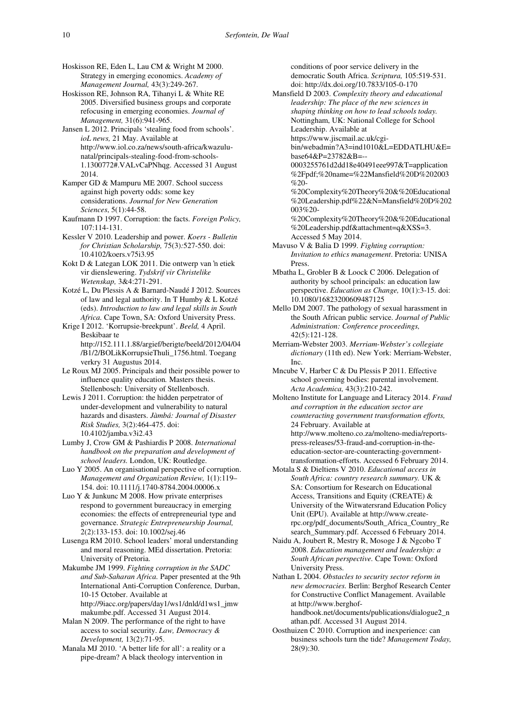Hoskisson RE, Eden L, Lau CM & Wright M 2000. Strategy in emerging economics. *Academy of Management Journal,* 43(3):249-267.

Hoskisson RE, Johnson RA, Tihanyi L & White RE 2005. Diversified business groups and corporate refocusing in emerging economies. *Journal of Management,* 31(6):941-965.

Jansen L 2012. Principals 'stealing food from schools'. *ioL news,* 21 May. Available at http://www.iol.co.za/news/south-africa/kwazulu-natal/principals-stealing-food-from-schools-1.1300772#.VALvCaPNhqg. Accessed 31 August 2014.

Kamper GD & Mampuru ME 2007. School success against high poverty odds: some key considerations. *Journal for New Generation Sciences*, 5(1):44-58.

Kaufmann D 1997. Corruption: the facts. *Foreign Policy,* 107:114-131.

Kessler V 2010. Leadership and power. *Koers - Bulletin for Christian Scholarship,* 75(3):527-550. doi: 10.4102/koers.v75i3.95

Kokt D & Lategan LOK 2011. Die ontwerp van 'n etiek vir dienslewering. *Tydskrif vir Christelike Wetenskap,* 3&4:271-291.

Kotzé L, Du Plessis A & Barnard-Naudé J 2012. Sources of law and legal authority. In T Humby & L Kotzé (eds). *Introduction to law and legal skills in South Africa.* Cape Town, SA: Oxford University Press.

Krige I 2012. 'Korrupsie-breekpunt'. *Beeld,* 4 April. Beskibaar te http://152.111.1.88/argief/berigte/beeld/2012/04/04/B1/2/BOLikKorrupsieThuli_1756.html. Toegang verkry 31 Augustus 2014.

Le Roux MJ 2005. Principals and their possible power to influence quality education*.* Masters thesis. Stellenbosch: University of Stellenbosch.

Lewis J 2011. Corruption: the hidden perpetrator of under-development and vulnerability to natural hazards and disasters. *Jàmbá: Journal of Disaster Risk Studies,* 3(2):464-475. doi: 10.4102/jamba.v3i2.43

Lumby J, Crow GM & Pashiardis P 2008. *International handbook on the preparation and development of school leaders.* London, UK: Routledge.

Luo Y 2005. An organisational perspective of corruption. *Management and Organization Review,* 1(1):119–154. doi: 10.1111/j.1740-8784.2004.00006.x

Luo Y & Junkunc M 2008. How private enterprises respond to government bureaucracy in emerging economies: the effects of entrepreneurial type and governance. *Strategic Entrepreneurship Journal,* 2(2):133-153. doi: 10.1002/sej.46

Lusenga RM 2010. School leaders' moral understanding and moral reasoning. MEd dissertation. Pretoria: University of Pretoria.

Makumbe JM 1999. *Fighting corruption in the SADC and Sub-Saharan Africa.* Paper presented at the 9th International Anti-Corruption Conference*,* Durban, 10-15 October. Available at http://9iacc.org/papers/day1/ws1/dnld/d1ws1_jmwmakumbe.pdf. Accessed 31 August 2014.

Malan N 2009. The performance of the right to have access to social security. *Law, Democracy & Development,* 13(2):71-95.

Manala MJ 2010. 'A better life for all': a reality or a pipe-dream? A black theology intervention in conditions of poor service delivery in the democratic South Africa. *Scriptura,* 105:519-531. doi: http://dx.doi.org/10.7833/105-0-170

Mansfield D 2003. *Complexity theory and educational leadership: The place of the new sciences in shaping thinking on how to lead schools today.* Nottingham, UK: National College for School Leadership. Available at https://www.jiscmail.ac.uk/cgi-bin/webadmin?A3=ind1010&L=EDDATLHU&E=base64&P=23782&B=--0003255761d2dd18e40491eee997&T=application%2Fpdf;%20name=%22Mansfield%20D%202003%20-%20Complexity%20Theory%20&%20Educational%20Leadership.pdf%22&N=Mansfield%20D%202003%20-%20Complexity%20Theory%20&%20Educational%20Leadership.pdf&attachment=q&XSS=3. Accessed 5 May 2014.

Mavuso V & Balia D 1999. *Fighting corruption: Invitation to ethics management*. Pretoria: UNISA Press.

Mbatha L, Grobler B & Loock C 2006. Delegation of authority by school principals: an education law perspective. *Education as Change,* 10(1):3-15. doi: 10.1080/16823200609487125

Mello DM 2007. The pathology of sexual harassment in the South African public service. *Journal of Public Administration: Conference proceedings,* 42(5):121-128.

Merriam-Webster 2003. *Merriam-Webster's collegiate dictionary* (11th ed). New York: Merriam-Webster, Inc.

Mncube V, Harber C & Du Plessis P 2011. Effective school governing bodies: parental involvement. *Acta Academica,* 43(3):210-242.

Molteno Institute for Language and Literacy 2014. *Fraud and corruption in the education sector are counteracting government transformation efforts,* 24 February. Available at http://www.molteno.co.za/molteno-media/reports-press-releases/53-fraud-and-corruption-in-the-education-sector-are-counteracting-government-transformation-efforts. Accessed 6 February 2014.

Motala S & Dieltiens V 2010. *Educational access in South Africa: country research summary.* UK & SA: Consortium for Research on Educational Access, Transitions and Equity (CREATE) & University of the Witwatersrand Education Policy Unit (EPU). Available at http://www.create-rpc.org/pdf_documents/South_Africa_Country_Research_Summary.pdf. Accessed 6 February 2014.

Naidu A, Joubert R, Mestry R, Mosoge J & Ngcobo T 2008. *Education management and leadership: a South African perspective.* Cape Town: Oxford University Press.

Nathan L 2004. *Obstacles to security sector reform in new democracies.* Berlin: Berghof Research Center for Constructive Conflict Management. Available at http://www.berghof-handbook.net/documents/publications/dialogue2_nathan.pdf. Accessed 31 August 2014.

Oosthuizen C 2010. Corruption and inexperience: can business schools turn the tide? *Management Today,* 28(9):30.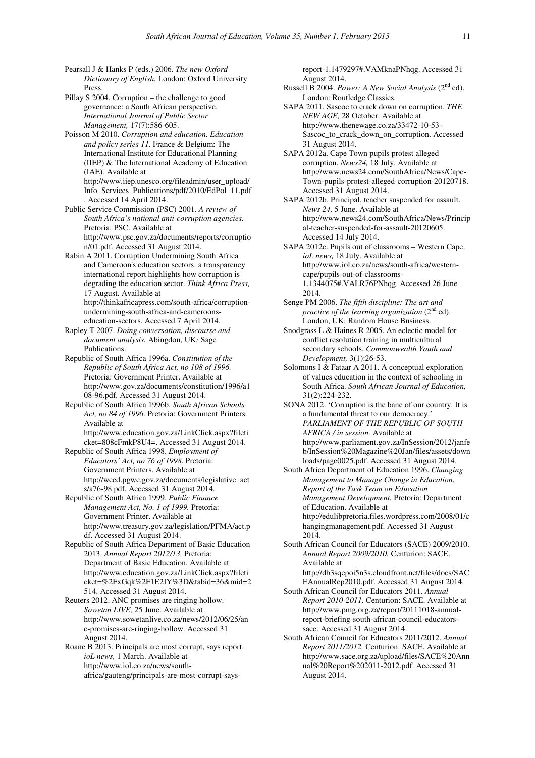Pearsall J & Hanks P (eds.) 2006. *The new Oxford Dictionary of English.* London: Oxford University Press.

Pillay S 2004. Corruption – the challenge to good governance: a South African perspective. *International Journal of Public Sector Management,* 17(7):586-605.

Poisson M 2010. *Corruption and education. Education and policy series 11.* France & Belgium: The International Institute for Educational Planning (IIEP) & The International Academy of Education (IAE). Available at http://www.iiep.unesco.org/fileadmin/user_upload/Info_Services_Publications/pdf/2010/EdPol_11.pdf. Accessed 14 April 2014.

Public Service Commission (PSC) 2001. *A review of South Africa's national anti-corruption agencies.* Pretoria: PSC. Available at http://www.psc.gov.za/documents/reports/corruption/01.pdf. Accessed 31 August 2014.

Rabin A 2011. Corruption Undermining South Africa and Cameroon's education sectors: a transparency international report highlights how corruption is degrading the education sector. *Think Africa Press,* 17 August. Available at http://thinkafricapress.com/south-africa/corruption-undermining-south-africa-and-cameroons-education-sectors. Accessed 7 April 2014.

Rapley T 2007. *Doing conversation, discourse and document analysis.* Abingdon, UK*:* Sage Publications.

Republic of South Africa 1996a. *Constitution of the Republic of South Africa Act, no 108 of 1996.* Pretoria: Government Printer. Available at http://www.gov.za/documents/constitution/1996/a108-96.pdf. Accessed 31 August 2014.

Republic of South Africa 1996b. *South African Schools Act, no 84 of 1996.* Pretoria: Government Printers. Available at http://www.education.gov.za/LinkClick.aspx?fileticket=808cFmkP8U4=. Accessed 31 August 2014.

Republic of South Africa 1998. *Employment of Educators' Act, no 76 of 1998.* Pretoria: Government Printers. Available at http://wced.pgwc.gov.za/documents/legislative_acts/a76-98.pdf. Accessed 31 August 2014.

Republic of South Africa 1999. *Public Finance Management Act, No. 1 of 1999.* Pretoria: Government Printer. Available at http://www.treasury.gov.za/legislation/PFMA/act.pdf. Accessed 31 August 2014.

Republic of South Africa Department of Basic Education 2013. *Annual Report 2012/13.* Pretoria: Department of Basic Education. Available at http://www.education.gov.za/LinkClick.aspx?fileticket=%2FxGqk%2F1E2IY%3D&tabid=36&mid=2514. Accessed 31 August 2014.

Reuters 2012. ANC promises are ringing hollow. *Sowetan LIVE,* 25 June. Available at http://www.sowetanlive.co.za/news/2012/06/25/anc-promises-are-ringing-hollow. Accessed 31 August 2014.

Roane B 2013. Principals are most corrupt, says report. *ioL news,* 1 March. Available at http://www.iol.co.za/news/south-africa/gauteng/principals-are-most-corrupt-says-report-1.1479297#.VAMknaPNhqg. Accessed 31 August 2014.

Russell B 2004. *Power: A New Social Analysis* (2[nd] ed). London: Routledge Classics.

SAPA 2011. Sascoc to crack down on corruption. *THE NEW AGE,* 28 October. Available at http://www.thenewage.co.za/33472-10-53-Sascoc_to_crack_down_on_corruption. Accessed 31 August 2014.

SAPA 2012a. Cape Town pupils protest alleged corruption. *News24,* 18 July. Available at http://www.news24.com/SouthAfrica/News/Cape-Town-pupils-protest-alleged-corruption-20120718. Accessed 31 August 2014.

SAPA 2012b. Principal, teacher suspended for assault. *News 24,* 5 June. Available at http://www.news24.com/SouthAfrica/News/Principal-teacher-suspended-for-assault-20120605. Accessed 14 July 2014.

SAPA 2012c. Pupils out of classrooms – Western Cape. *ioL news,* 18 July. Available at http://www.iol.co.za/news/south-africa/western-cape/pupils-out-of-classrooms-1.1344075#.VALR76PNhqg. Accessed 26 June 2014.

Senge PM 2006. *The fifth discipline: The art and practice of the learning organization* (2[nd] ed). London, UK: Random House Business.

Snodgrass L & Haines R 2005. An eclectic model for conflict resolution training in multicultural secondary schools. *Commonwealth Youth and Development,* 3(1):26-53.

Solomons I & Fataar A 2011. A conceptual exploration of values education in the context of schooling in South Africa. *South African Journal of Education,* 31(2):224-232.

SONA 2012. 'Corruption is the bane of our country. It is a fundamental threat to our democracy.' *PARLIAMENT OF THE REPUBLIC OF SOUTH AFRICA / in session.* Available at http://www.parliament.gov.za/InSession/2012/janfeb/InSession%20Magazine%20Jan/files/assets/downloads/page0025.pdf. Accessed 31 August 2014.

South Africa Department of Education 1996. *Changing Management to Manage Change in Education. Report of the Task Team on Education Management Development.* Pretoria: Department of Education. Available at http://edulibpretoria.files.wordpress.com/2008/01/changingmanagement.pdf. Accessed 31 August 2014.

South African Council for Educators (SACE) 2009/2010. *Annual Report 2009/2010.* Centurion: SACE. Available at http://db3sqepoi5n3s.cloudfront.net/files/docs/SACEAnnualRep2010.pdf. Accessed 31 August 2014.

South African Council for Educators 2011. *Annual Report 2010-2011.* Centurion: SACE. Available at http://www.pmg.org.za/report/20111018-annual-report-briefing-south-african-council-educators-sace. Accessed 31 August 2014.

South African Council for Educators 2011/2012. *Annual Report 2011/2012.* Centurion: SACE. Available at http://www.sace.org.za/upload/files/SACE%20Annual%20Report%202011-2012.pdf. Accessed 31 August 2014.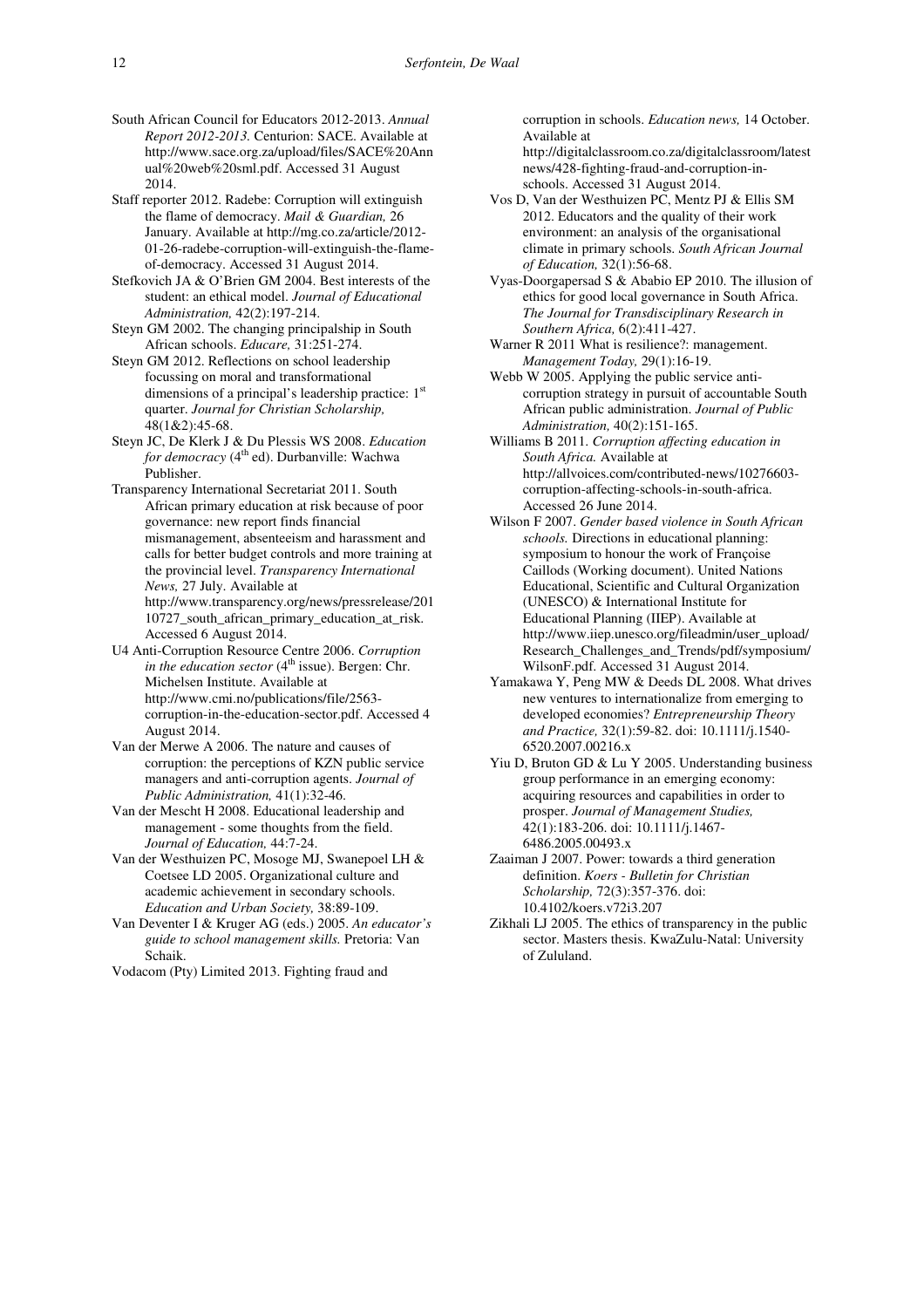South African Council for Educators 2012-2013. *Annual Report 2012-2013.* Centurion: SACE. Available at http://www.sace.org.za/upload/files/SACE%20Annual%20web%20sml.pdf. Accessed 31 August 2014.

Staff reporter 2012. Radebe: Corruption will extinguish the flame of democracy. *Mail & Guardian,* 26 January. Available at http://mg.co.za/article/2012-01-26-radebe-corruption-will-extinguish-the-flame-of-democracy. Accessed 31 August 2014.

Stefkovich JA & O'Brien GM 2004. Best interests of the student: an ethical model. *Journal of Educational Administration,* 42(2):197-214.

Steyn GM 2002. The changing principalship in South African schools. *Educare,* 31:251-274.

Steyn GM 2012. Reflections on school leadership focussing on moral and transformational dimensions of a principal's leadership practice: 1st quarter. *Journal for Christian Scholarship,* 48(1&2):45-68.

Steyn JC, De Klerk J & Du Plessis WS 2008. *Education for democracy* (4th ed). Durbanville: Wachwa Publisher.

Transparency International Secretariat 2011. South African primary education at risk because of poor governance: new report finds financial mismanagement, absenteeism and harassment and calls for better budget controls and more training at the provincial level. *Transparency International News,* 27 July. Available at http://www.transparency.org/news/pressrelease/20110727_south_african_primary_education_at_risk. Accessed 6 August 2014.

U4 Anti-Corruption Resource Centre 2006. *Corruption in the education sector* (4th issue). Bergen: Chr. Michelsen Institute. Available at http://www.cmi.no/publications/file/2563-corruption-in-the-education-sector.pdf. Accessed 4 August 2014.

Van der Merwe A 2006. The nature and causes of corruption: the perceptions of KZN public service managers and anti-corruption agents. *Journal of Public Administration,* 41(1):32-46.

Van der Mescht H 2008. Educational leadership and management - some thoughts from the field. *Journal of Education,* 44:7-24.

Van der Westhuizen PC, Mosoge MJ, Swanepoel LH & Coetsee LD 2005. Organizational culture and academic achievement in secondary schools. *Education and Urban Society,* 38:89-109.

Van Deventer I & Kruger AG (eds.) 2005. *An educator's guide to school management skills.* Pretoria: Van Schaik.

Vodacom (Pty) Limited 2013. Fighting fraud and corruption in schools. *Education news,* 14 October. Available at http://digitalclassroom.co.za/digitalclassroom/latestnews/428-fighting-fraud-and-corruption-in-schools. Accessed 31 August 2014.

Vos D, Van der Westhuizen PC, Mentz PJ & Ellis SM 2012. Educators and the quality of their work environment: an analysis of the organisational climate in primary schools. *South African Journal of Education,* 32(1):56-68.

Vyas-Doorgapersad S & Ababio EP 2010. The illusion of ethics for good local governance in South Africa. *The Journal for Transdisciplinary Research in Southern Africa,* 6(2):411-427.

Warner R 2011 What is resilience?: management. *Management Today,* 29(1):16-19.

Webb W 2005. Applying the public service anti-corruption strategy in pursuit of accountable South African public administration. *Journal of Public Administration,* 40(2):151-165.

Williams B 2011. *Corruption affecting education in South Africa.* Available at http://allvoices.com/contributed-news/10276603-corruption-affecting-schools-in-south-africa. Accessed 26 June 2014.

Wilson F 2007. *Gender based violence in South African schools.* Directions in educational planning: symposium to honour the work of Françoise Caillods (Working document). United Nations Educational, Scientific and Cultural Organization (UNESCO) & International Institute for Educational Planning (IIEP). Available at http://www.iiep.unesco.org/fileadmin/user_upload/Research_Challenges_and_Trends/pdf/symposium/WilsonF.pdf. Accessed 31 August 2014.

Yamakawa Y, Peng MW & Deeds DL 2008. What drives new ventures to internationalize from emerging to developed economies? *Entrepreneurship Theory and Practice,* 32(1):59-82. doi: 10.1111/j.1540-6520.2007.00216.x

Yiu D, Bruton GD & Lu Y 2005. Understanding business group performance in an emerging economy: acquiring resources and capabilities in order to prosper. *Journal of Management Studies,* 42(1):183-206. doi: 10.1111/j.1467-6486.2005.00493.x

Zaaiman J 2007. Power: towards a third generation definition. *Koers - Bulletin for Christian Scholarship,* 72(3):357-376. doi: 10.4102/koers.v72i3.207

Zikhali LJ 2005. The ethics of transparency in the public sector. Masters thesis. KwaZulu-Natal: University of Zululand.